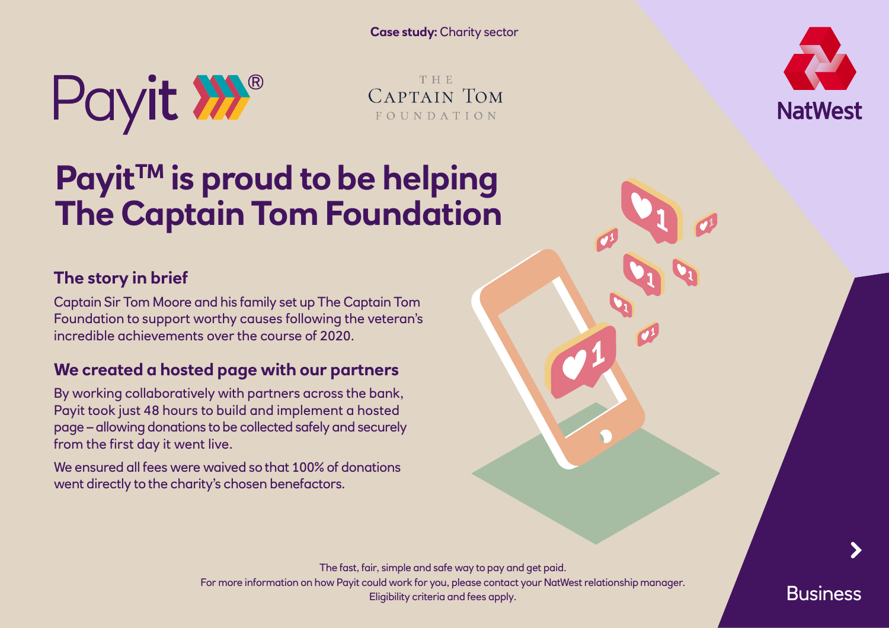**Case study:** Charity sector

Payit®

THE CAPTAIN TOM FOUNDATION

NatWest

# Payit™ is proud to be helping The Captain Tom Foundation

## The story in brief

Captain Sir Tom Moore and his family set up The Captain Tom Foundation to support worthy causes following the veteran's incredible achievements over the course of 2020.

## We created a hosted page with our partners

By working collaboratively with partners across the bank, Payit took just 48 hours to build and implement a hosted page – allowing donations to be collected safely and securely from the first day it went live.

We ensured all fees were waived so that 100% of donations went directly to the charity's chosen benefactors.

The fast, fair, simple and safe way to pay and get paid.
For more information on how Payit could work for you, please contact your NatWest relationship manager.
Eligibility criteria and fees apply.

Business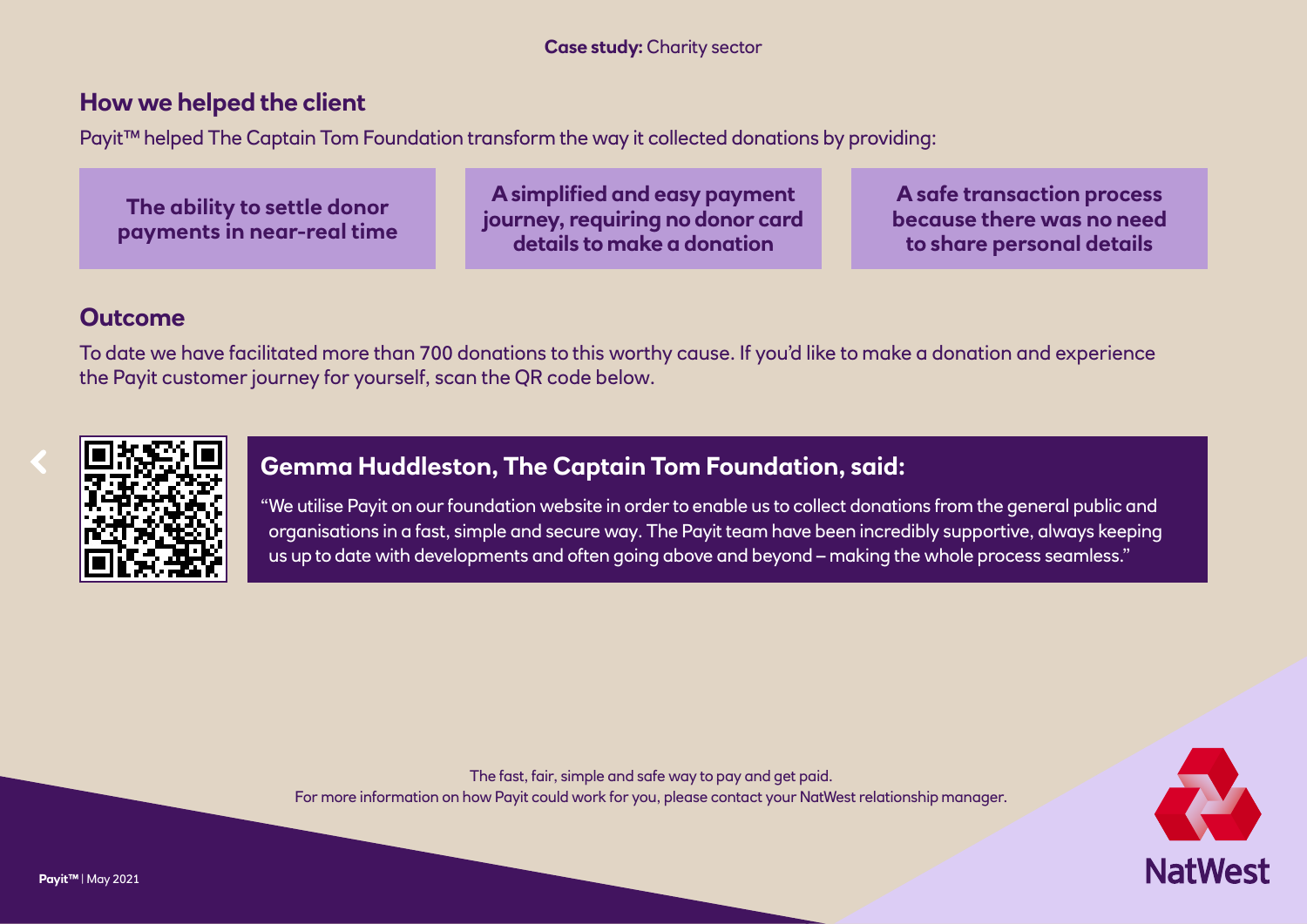**Case study:** Charity sector

## How we helped the client

Payit™ helped The Captain Tom Foundation transform the way it collected donations by providing:

- **The ability to settle donor payments in near-real time**
- **A simplified and easy payment journey, requiring no donor card details to make a donation**
- **A safe transaction process because there was no need to share personal details**

## Outcome

To date we have facilitated more than 700 donations to this worthy cause. If you'd like to make a donation and experience the Payit customer journey for yourself, scan the QR code below.

### Gemma Huddleston, The Captain Tom Foundation, said:

"We utilise Payit on our foundation website in order to enable us to collect donations from the general public and organisations in a fast, simple and secure way. The Payit team have been incredibly supportive, always keeping us up to date with developments and often going above and beyond – making the whole process seamless."

The fast, fair, simple and safe way to pay and get paid.
For more information on how Payit could work for you, please contact your NatWest relationship manager.

**Payit™** | May 2021

NatWest